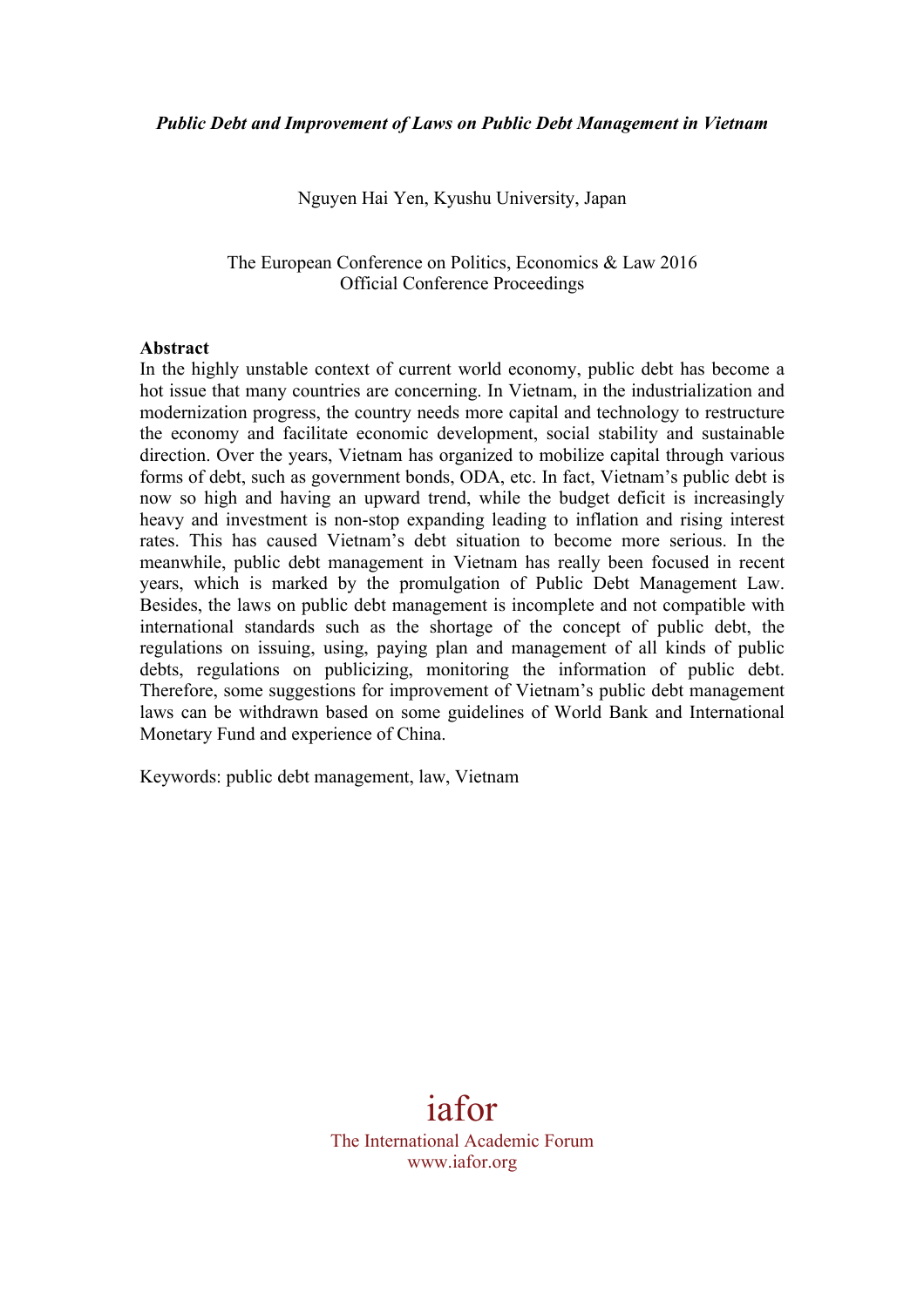***Public Debt and Improvement of Laws on Public Debt Management in Vietnam***

Nguyen Hai Yen, Kyushu University, Japan

The European Conference on Politics, Economics & Law 2016
Official Conference Proceedings

**Abstract**

In the highly unstable context of current world economy, public debt has become a hot issue that many countries are concerning. In Vietnam, in the industrialization and modernization progress, the country needs more capital and technology to restructure the economy and facilitate economic development, social stability and sustainable direction. Over the years, Vietnam has organized to mobilize capital through various forms of debt, such as government bonds, ODA, etc. In fact, Vietnam's public debt is now so high and having an upward trend, while the budget deficit is increasingly heavy and investment is non-stop expanding leading to inflation and rising interest rates. This has caused Vietnam's debt situation to become more serious. In the meanwhile, public debt management in Vietnam has really been focused in recent years, which is marked by the promulgation of Public Debt Management Law. Besides, the laws on public debt management is incomplete and not compatible with international standards such as the shortage of the concept of public debt, the regulations on issuing, using, paying plan and management of all kinds of public debts, regulations on publicizing, monitoring the information of public debt. Therefore, some suggestions for improvement of Vietnam's public debt management laws can be withdrawn based on some guidelines of World Bank and International Monetary Fund and experience of China.

Keywords: public debt management, law, Vietnam

iafor
The International Academic Forum
www.iafor.org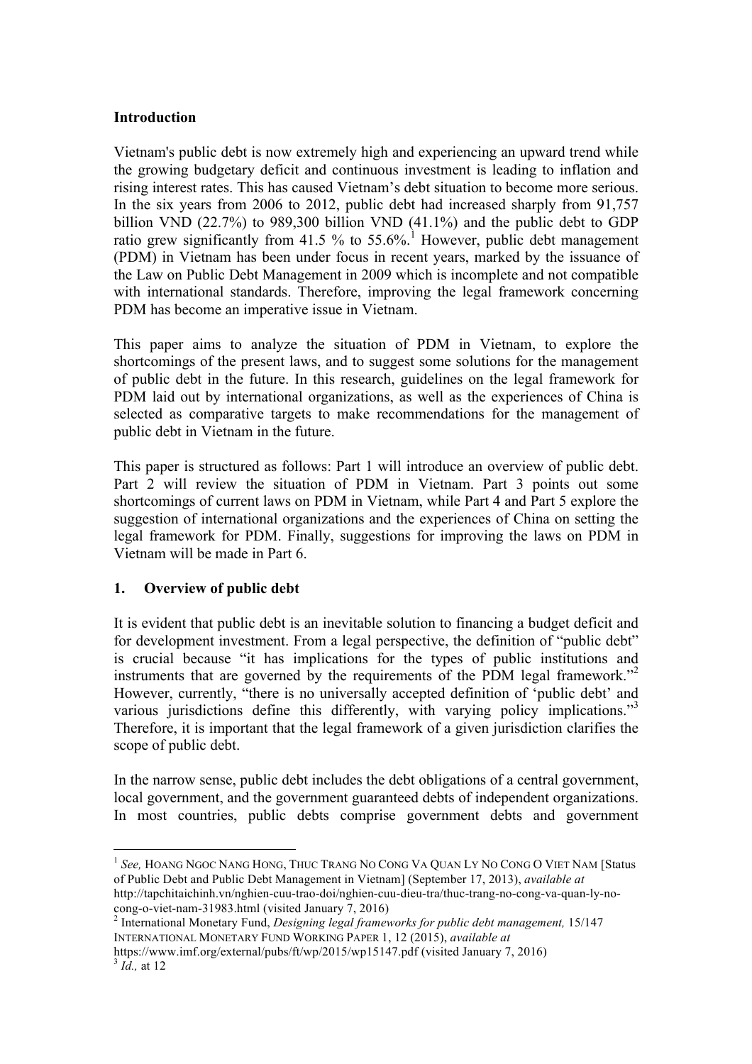**Introduction**

Vietnam's public debt is now extremely high and experiencing an upward trend while the growing budgetary deficit and continuous investment is leading to inflation and rising interest rates. This has caused Vietnam's debt situation to become more serious. In the six years from 2006 to 2012, public debt had increased sharply from 91,757 billion VND (22.7%) to 989,300 billion VND (41.1%) and the public debt to GDP ratio grew significantly from 41.5 % to 55.6%.[1] However, public debt management (PDM) in Vietnam has been under focus in recent years, marked by the issuance of the Law on Public Debt Management in 2009 which is incomplete and not compatible with international standards. Therefore, improving the legal framework concerning PDM has become an imperative issue in Vietnam.

This paper aims to analyze the situation of PDM in Vietnam, to explore the shortcomings of the present laws, and to suggest some solutions for the management of public debt in the future. In this research, guidelines on the legal framework for PDM laid out by international organizations, as well as the experiences of China is selected as comparative targets to make recommendations for the management of public debt in Vietnam in the future.

This paper is structured as follows: Part 1 will introduce an overview of public debt. Part 2 will review the situation of PDM in Vietnam. Part 3 points out some shortcomings of current laws on PDM in Vietnam, while Part 4 and Part 5 explore the suggestion of international organizations and the experiences of China on setting the legal framework for PDM. Finally, suggestions for improving the laws on PDM in Vietnam will be made in Part 6.

## 1. Overview of public debt

It is evident that public debt is an inevitable solution to financing a budget deficit and for development investment. From a legal perspective, the definition of "public debt" is crucial because "it has implications for the types of public institutions and instruments that are governed by the requirements of the PDM legal framework."[2] However, currently, "there is no universally accepted definition of 'public debt' and various jurisdictions define this differently, with varying policy implications."[3] Therefore, it is important that the legal framework of a given jurisdiction clarifies the scope of public debt.

In the narrow sense, public debt includes the debt obligations of a central government, local government, and the government guaranteed debts of independent organizations. In most countries, public debts comprise government debts and government

---

[1] *See,* HOANG NGOC NANG HONG, THUC TRANG NO CONG VA QUAN LY NO CONG O VIET NAM [Status of Public Debt and Public Debt Management in Vietnam] (September 17, 2013), *available at* http://tapchitaichinh.vn/nghien-cuu-trao-doi/nghien-cuu-dieu-tra/thuc-trang-no-cong-va-quan-ly-no-cong-o-viet-nam-31983.html (visited January 7, 2016)

[2] International Monetary Fund, *Designing legal frameworks for public debt management,* 15/147 INTERNATIONAL MONETARY FUND WORKING PAPER 1, 12 (2015), *available at* https://www.imf.org/external/pubs/ft/wp/2015/wp15147.pdf (visited January 7, 2016)

[3] *Id.,* at 12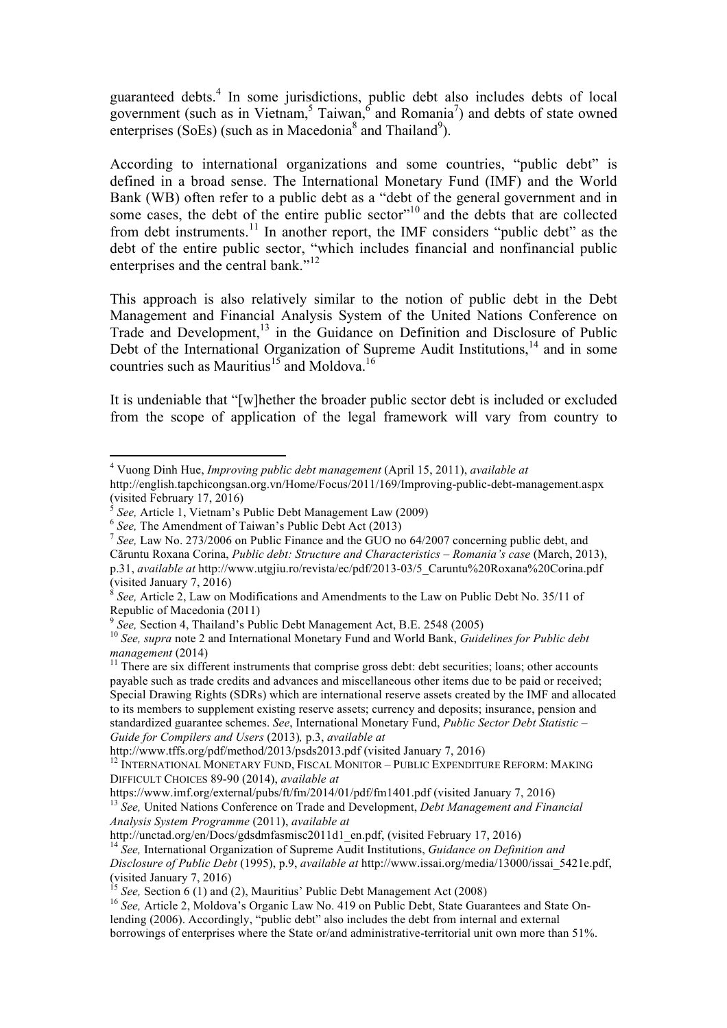guaranteed debts.[4] In some jurisdictions, public debt also includes debts of local government (such as in Vietnam,[5] Taiwan,[6] and Romania[7]) and debts of state owned enterprises (SoEs) (such as in Macedonia[8] and Thailand[9]).

According to international organizations and some countries, "public debt" is defined in a broad sense. The International Monetary Fund (IMF) and the World Bank (WB) often refer to a public debt as a "debt of the general government and in some cases, the debt of the entire public sector"[10] and the debts that are collected from debt instruments.[11] In another report, the IMF considers "public debt" as the debt of the entire public sector, "which includes financial and nonfinancial public enterprises and the central bank."[12]

This approach is also relatively similar to the notion of public debt in the Debt Management and Financial Analysis System of the United Nations Conference on Trade and Development,[13] in the Guidance on Definition and Disclosure of Public Debt of the International Organization of Supreme Audit Institutions,[14] and in some countries such as Mauritius[15] and Moldova.[16]

It is undeniable that "[w]hether the broader public sector debt is included or excluded from the scope of application of the legal framework will vary from country to

---

[4] Vuong Dinh Hue, *Improving public debt management* (April 15, 2011), *available at* http://english.tapchicongsan.org.vn/Home/Focus/2011/169/Improving-public-debt-management.aspx (visited February 17, 2016)

[5] *See,* Article 1, Vietnam's Public Debt Management Law (2009)

[6] *See,* The Amendment of Taiwan's Public Debt Act (2013)

[7] *See,* Law No. 273/2006 on Public Finance and the GUO no 64/2007 concerning public debt, and Căruntu Roxana Corina, *Public debt: Structure and Characteristics – Romania's case* (March, 2013), p.31, *available at* http://www.utgjiu.ro/revista/ec/pdf/2013-03/5_Caruntu%20Roxana%20Corina.pdf (visited January 7, 2016)

[8] *See,* Article 2, Law on Modifications and Amendments to the Law on Public Debt No. 35/11 of Republic of Macedonia (2011)

[9] *See,* Section 4, Thailand's Public Debt Management Act, B.E. 2548 (2005)

[10] *See, supra* note 2 and International Monetary Fund and World Bank, *Guidelines for Public debt management* (2014)

[11] There are six different instruments that comprise gross debt: debt securities; loans; other accounts payable such as trade credits and advances and miscellaneous other items due to be paid or received; Special Drawing Rights (SDRs) which are international reserve assets created by the IMF and allocated to its members to supplement existing reserve assets; currency and deposits; insurance, pension and standardized guarantee schemes. *See*, International Monetary Fund, *Public Sector Debt Statistic – Guide for Compilers and Users* (2013)*,* p.3, *available at* http://www.tffs.org/pdf/method/2013/psds2013.pdf (visited January 7, 2016)

[12] International Monetary Fund, Fiscal Monitor – Public Expenditure Reform: Making Difficult Choices 89-90 (2014), *available at* https://www.imf.org/external/pubs/ft/fm/2014/01/pdf/fm1401.pdf (visited January 7, 2016)

[13] *See,* United Nations Conference on Trade and Development, *Debt Management and Financial Analysis System Programme* (2011), *available at* http://unctad.org/en/Docs/gdsdmfasmisc2011d1_en.pdf, (visited February 17, 2016)

[14] *See,* International Organization of Supreme Audit Institutions, *Guidance on Definition and Disclosure of Public Debt* (1995), p.9, *available at* http://www.issai.org/media/13000/issai_5421e.pdf, (visited January 7, 2016)

[15] *See,* Section 6 (1) and (2), Mauritius' Public Debt Management Act (2008)

[16] *See,* Article 2, Moldova's Organic Law No. 419 on Public Debt, State Guarantees and State On-lending (2006). Accordingly, "public debt" also includes the debt from internal and external borrowings of enterprises where the State or/and administrative-territorial unit own more than 51%.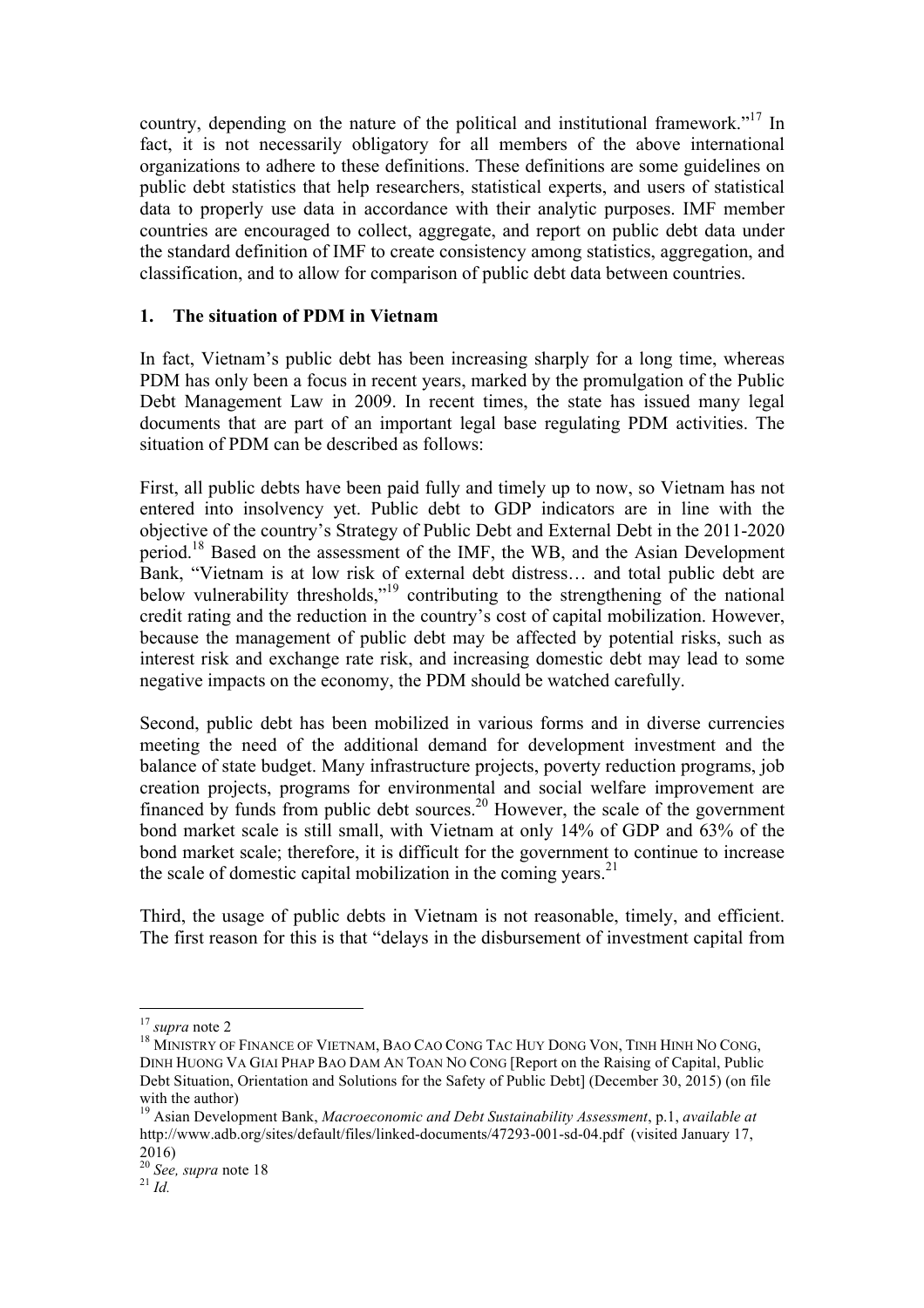country, depending on the nature of the political and institutional framework."[17] In fact, it is not necessarily obligatory for all members of the above international organizations to adhere to these definitions. These definitions are some guidelines on public debt statistics that help researchers, statistical experts, and users of statistical data to properly use data in accordance with their analytic purposes. IMF member countries are encouraged to collect, aggregate, and report on public debt data under the standard definition of IMF to create consistency among statistics, aggregation, and classification, and to allow for comparison of public debt data between countries.

## 1. The situation of PDM in Vietnam

In fact, Vietnam's public debt has been increasing sharply for a long time, whereas PDM has only been a focus in recent years, marked by the promulgation of the Public Debt Management Law in 2009. In recent times, the state has issued many legal documents that are part of an important legal base regulating PDM activities. The situation of PDM can be described as follows:

First, all public debts have been paid fully and timely up to now, so Vietnam has not entered into insolvency yet. Public debt to GDP indicators are in line with the objective of the country's Strategy of Public Debt and External Debt in the 2011-2020 period.[18] Based on the assessment of the IMF, the WB, and the Asian Development Bank, "Vietnam is at low risk of external debt distress… and total public debt are below vulnerability thresholds,"[19] contributing to the strengthening of the national credit rating and the reduction in the country's cost of capital mobilization. However, because the management of public debt may be affected by potential risks, such as interest risk and exchange rate risk, and increasing domestic debt may lead to some negative impacts on the economy, the PDM should be watched carefully.

Second, public debt has been mobilized in various forms and in diverse currencies meeting the need of the additional demand for development investment and the balance of state budget. Many infrastructure projects, poverty reduction programs, job creation projects, programs for environmental and social welfare improvement are financed by funds from public debt sources.[20] However, the scale of the government bond market scale is still small, with Vietnam at only 14% of GDP and 63% of the bond market scale; therefore, it is difficult for the government to continue to increase the scale of domestic capital mobilization in the coming years.[21]

Third, the usage of public debts in Vietnam is not reasonable, timely, and efficient. The first reason for this is that "delays in the disbursement of investment capital from

---

[17] *supra* note 2

[18] MINISTRY OF FINANCE OF VIETNAM, BAO CAO CONG TAC HUY DONG VON, TINH HINH NO CONG, DINH HUONG VA GIAI PHAP BAO DAM AN TOAN NO CONG [Report on the Raising of Capital, Public Debt Situation, Orientation and Solutions for the Safety of Public Debt] (December 30, 2015) (on file with the author)

[19] Asian Development Bank, *Macroeconomic and Debt Sustainability Assessment*, p.1, *available at* http://www.adb.org/sites/default/files/linked-documents/47293-001-sd-04.pdf (visited January 17, 2016)

[20] *See, supra* note 18

[21] *Id.*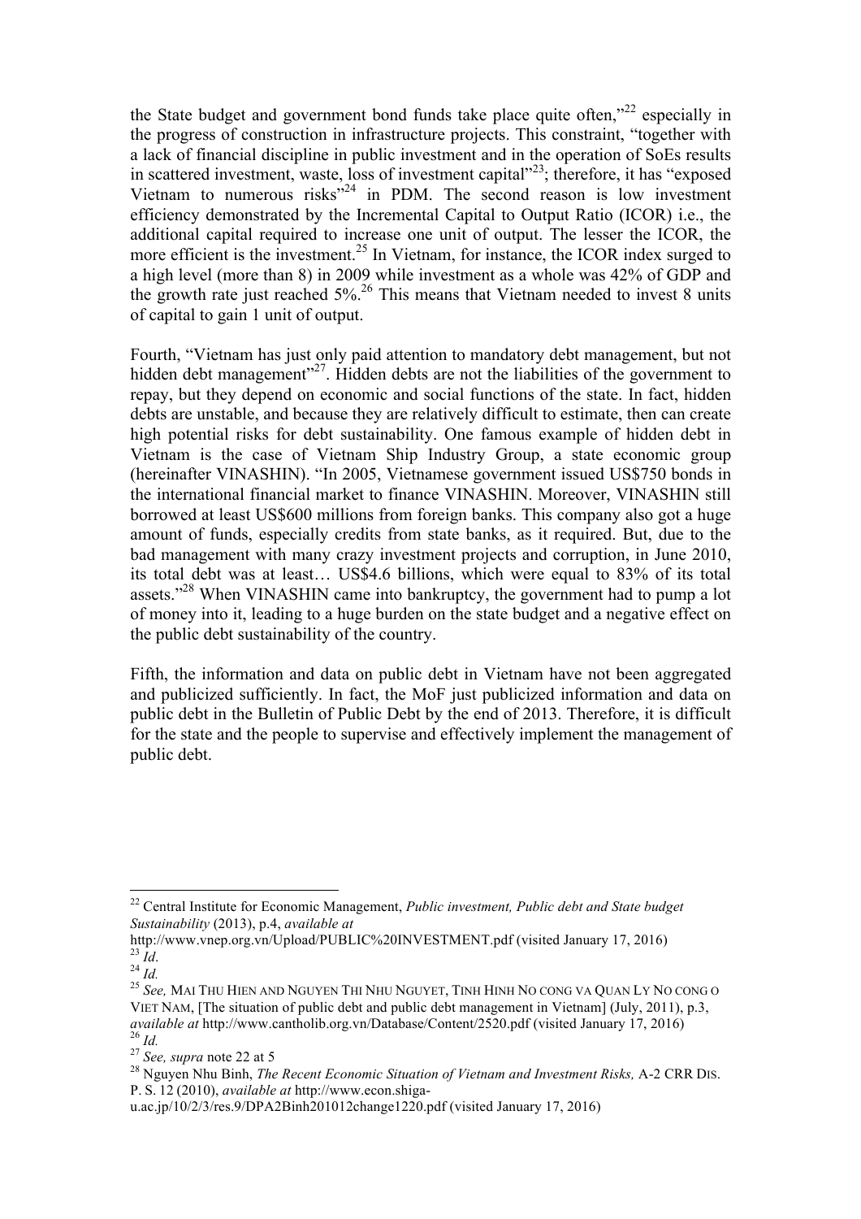the State budget and government bond funds take place quite often,"[22] especially in the progress of construction in infrastructure projects. This constraint, "together with a lack of financial discipline in public investment and in the operation of SoEs results in scattered investment, waste, loss of investment capital"[23]; therefore, it has "exposed Vietnam to numerous risks"[24] in PDM. The second reason is low investment efficiency demonstrated by the Incremental Capital to Output Ratio (ICOR) i.e., the additional capital required to increase one unit of output. The lesser the ICOR, the more efficient is the investment.[25] In Vietnam, for instance, the ICOR index surged to a high level (more than 8) in 2009 while investment as a whole was 42% of GDP and the growth rate just reached 5%.[26] This means that Vietnam needed to invest 8 units of capital to gain 1 unit of output.

Fourth, "Vietnam has just only paid attention to mandatory debt management, but not hidden debt management"[27]. Hidden debts are not the liabilities of the government to repay, but they depend on economic and social functions of the state. In fact, hidden debts are unstable, and because they are relatively difficult to estimate, then can create high potential risks for debt sustainability. One famous example of hidden debt in Vietnam is the case of Vietnam Ship Industry Group, a state economic group (hereinafter VINASHIN). "In 2005, Vietnamese government issued US$750 bonds in the international financial market to finance VINASHIN. Moreover, VINASHIN still borrowed at least US$600 millions from foreign banks. This company also got a huge amount of funds, especially credits from state banks, as it required. But, due to the bad management with many crazy investment projects and corruption, in June 2010, its total debt was at least… US$4.6 billions, which were equal to 83% of its total assets."[28] When VINASHIN came into bankruptcy, the government had to pump a lot of money into it, leading to a huge burden on the state budget and a negative effect on the public debt sustainability of the country.

Fifth, the information and data on public debt in Vietnam have not been aggregated and publicized sufficiently. In fact, the MoF just publicized information and data on public debt in the Bulletin of Public Debt by the end of 2013. Therefore, it is difficult for the state and the people to supervise and effectively implement the management of public debt.

---

[22] Central Institute for Economic Management, *Public investment, Public debt and State budget Sustainability* (2013), p.4, *available at* http://www.vnep.org.vn/Upload/PUBLIC%20INVESTMENT.pdf (visited January 17, 2016)

[23] *Id*.

[24] *Id.*

[25] *See,* MAI THU HIEN AND NGUYEN THI NHU NGUYET, TINH HINH NO CONG VA QUAN LY NO CONG O VIET NAM, [The situation of public debt and public debt management in Vietnam] (July, 2011), p.3, *available at* http://www.cantholib.org.vn/Database/Content/2520.pdf (visited January 17, 2016)

[26] *Id.*

[27] *See, supra* note 22 at 5

[28] Nguyen Nhu Binh, *The Recent Economic Situation of Vietnam and Investment Risks,* A-2 CRR DIS. P. S. 12 (2010), *available at* http://www.econ.shiga-u.ac.jp/10/2/3/res.9/DPA2Binh201012change1220.pdf (visited January 17, 2016)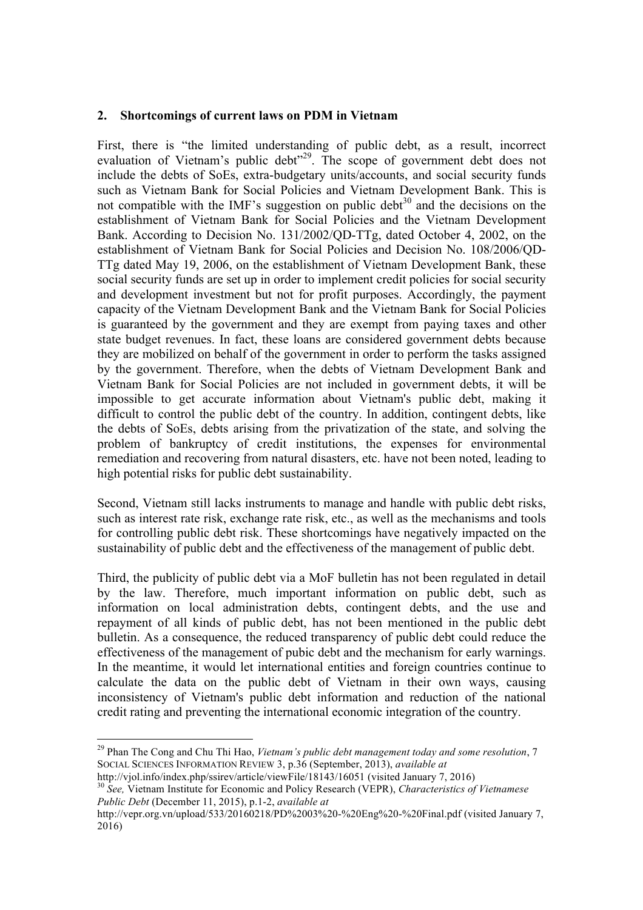## 2. Shortcomings of current laws on PDM in Vietnam

First, there is "the limited understanding of public debt, as a result, incorrect evaluation of Vietnam's public debt"[29]. The scope of government debt does not include the debts of SoEs, extra-budgetary units/accounts, and social security funds such as Vietnam Bank for Social Policies and Vietnam Development Bank. This is not compatible with the IMF's suggestion on public debt[30] and the decisions on the establishment of Vietnam Bank for Social Policies and the Vietnam Development Bank. According to Decision No. 131/2002/QD-TTg, dated October 4, 2002, on the establishment of Vietnam Bank for Social Policies and Decision No. 108/2006/QD-TTg dated May 19, 2006, on the establishment of Vietnam Development Bank, these social security funds are set up in order to implement credit policies for social security and development investment but not for profit purposes. Accordingly, the payment capacity of the Vietnam Development Bank and the Vietnam Bank for Social Policies is guaranteed by the government and they are exempt from paying taxes and other state budget revenues. In fact, these loans are considered government debts because they are mobilized on behalf of the government in order to perform the tasks assigned by the government. Therefore, when the debts of Vietnam Development Bank and Vietnam Bank for Social Policies are not included in government debts, it will be impossible to get accurate information about Vietnam's public debt, making it difficult to control the public debt of the country. In addition, contingent debts, like the debts of SoEs, debts arising from the privatization of the state, and solving the problem of bankruptcy of credit institutions, the expenses for environmental remediation and recovering from natural disasters, etc. have not been noted, leading to high potential risks for public debt sustainability.

Second, Vietnam still lacks instruments to manage and handle with public debt risks, such as interest rate risk, exchange rate risk, etc., as well as the mechanisms and tools for controlling public debt risk. These shortcomings have negatively impacted on the sustainability of public debt and the effectiveness of the management of public debt.

Third, the publicity of public debt via a MoF bulletin has not been regulated in detail by the law. Therefore, much important information on public debt, such as information on local administration debts, contingent debts, and the use and repayment of all kinds of public debt, has not been mentioned in the public debt bulletin. As a consequence, the reduced transparency of public debt could reduce the effectiveness of the management of pubic debt and the mechanism for early warnings. In the meantime, it would let international entities and foreign countries continue to calculate the data on the public debt of Vietnam in their own ways, causing inconsistency of Vietnam's public debt information and reduction of the national credit rating and preventing the international economic integration of the country.

---

[29] Phan The Cong and Chu Thi Hao, *Vietnam's public debt management today and some resolution*, 7 SOCIAL SCIENCES INFORMATION REVIEW 3, p.36 (September, 2013), *available at* http://vjol.info/index.php/ssirev/article/viewFile/18143/16051 (visited January 7, 2016)

[30] *See,* Vietnam Institute for Economic and Policy Research (VEPR), *Characteristics of Vietnamese Public Debt* (December 11, 2015), p.1-2, *available at* http://vepr.org.vn/upload/533/20160218/PD%2003%20-%20Eng%20-%20Final.pdf (visited January 7, 2016)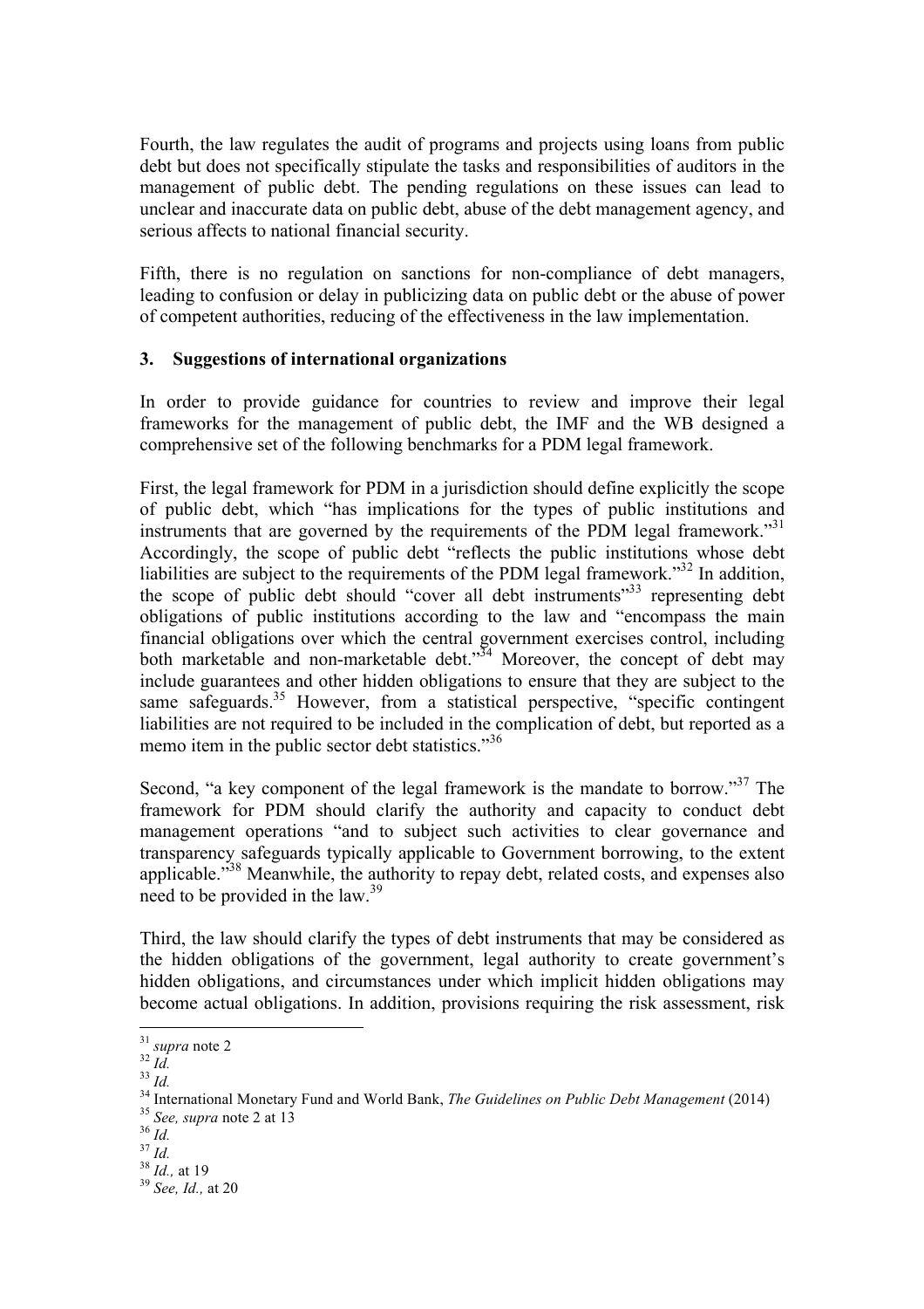Fourth, the law regulates the audit of programs and projects using loans from public debt but does not specifically stipulate the tasks and responsibilities of auditors in the management of public debt. The pending regulations on these issues can lead to unclear and inaccurate data on public debt, abuse of the debt management agency, and serious affects to national financial security.

Fifth, there is no regulation on sanctions for non-compliance of debt managers, leading to confusion or delay in publicizing data on public debt or the abuse of power of competent authorities, reducing of the effectiveness in the law implementation.

### 3. Suggestions of international organizations

In order to provide guidance for countries to review and improve their legal frameworks for the management of public debt, the IMF and the WB designed a comprehensive set of the following benchmarks for a PDM legal framework.

First, the legal framework for PDM in a jurisdiction should define explicitly the scope of public debt, which "has implications for the types of public institutions and instruments that are governed by the requirements of the PDM legal framework."[31] Accordingly, the scope of public debt "reflects the public institutions whose debt liabilities are subject to the requirements of the PDM legal framework."[32] In addition, the scope of public debt should "cover all debt instruments"[33] representing debt obligations of public institutions according to the law and "encompass the main financial obligations over which the central government exercises control, including both marketable and non-marketable debt."[34] Moreover, the concept of debt may include guarantees and other hidden obligations to ensure that they are subject to the same safeguards.[35] However, from a statistical perspective, "specific contingent liabilities are not required to be included in the complication of debt, but reported as a memo item in the public sector debt statistics."[36]

Second, "a key component of the legal framework is the mandate to borrow."[37] The framework for PDM should clarify the authority and capacity to conduct debt management operations "and to subject such activities to clear governance and transparency safeguards typically applicable to Government borrowing, to the extent applicable."[38] Meanwhile, the authority to repay debt, related costs, and expenses also need to be provided in the law.[39]

Third, the law should clarify the types of debt instruments that may be considered as the hidden obligations of the government, legal authority to create government's hidden obligations, and circumstances under which implicit hidden obligations may become actual obligations. In addition, provisions requiring the risk assessment, risk

---

[31] *supra* note 2
[32] *Id.*
[33] *Id.*
[34] International Monetary Fund and World Bank, *The Guidelines on Public Debt Management* (2014)
[35] *See, supra* note 2 at 13
[36] *Id.*
[37] *Id.*
[38] *Id.,* at 19
[39] *See, Id.,* at 20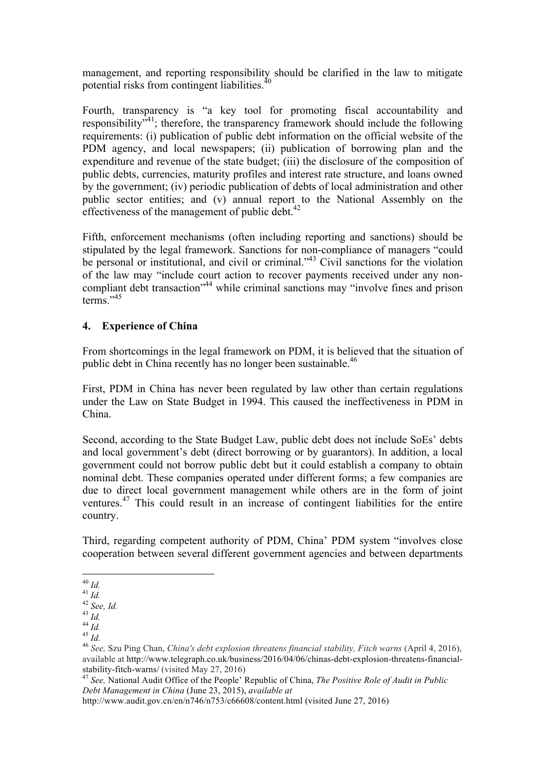management, and reporting responsibility should be clarified in the law to mitigate potential risks from contingent liabilities.[40]

Fourth, transparency is "a key tool for promoting fiscal accountability and responsibility"[41]; therefore, the transparency framework should include the following requirements: (i) publication of public debt information on the official website of the PDM agency, and local newspapers; (ii) publication of borrowing plan and the expenditure and revenue of the state budget; (iii) the disclosure of the composition of public debts, currencies, maturity profiles and interest rate structure, and loans owned by the government; (iv) periodic publication of debts of local administration and other public sector entities; and (v) annual report to the National Assembly on the effectiveness of the management of public debt.[42]

Fifth, enforcement mechanisms (often including reporting and sanctions) should be stipulated by the legal framework. Sanctions for non-compliance of managers "could be personal or institutional, and civil or criminal."[43] Civil sanctions for the violation of the law may "include court action to recover payments received under any non-compliant debt transaction"[44] while criminal sanctions may "involve fines and prison terms."[45]

## 4. Experience of China

From shortcomings in the legal framework on PDM, it is believed that the situation of public debt in China recently has no longer been sustainable.[46]

First, PDM in China has never been regulated by law other than certain regulations under the Law on State Budget in 1994. This caused the ineffectiveness in PDM in China.

Second, according to the State Budget Law, public debt does not include SoEs' debts and local government's debt (direct borrowing or by guarantors). In addition, a local government could not borrow public debt but it could establish a company to obtain nominal debt. These companies operated under different forms; a few companies are due to direct local government management while others are in the form of joint ventures.[47] This could result in an increase of contingent liabilities for the entire country.

Third, regarding competent authority of PDM, China' PDM system "involves close cooperation between several different government agencies and between departments

---

[40] *Id.*

[41] *Id.*

[42] *See, Id.*

[43] *Id.*

[44] *Id.*

[45] *Id.*

[46] *See,* Szu Ping Chan, *China's debt explosion threatens financial stability, Fitch warns* (April 4, 2016), available at http://www.telegraph.co.uk/business/2016/04/06/chinas-debt-explosion-threatens-financial-stability-fitch-warns/ (visited May 27, 2016)

[47] *See,* National Audit Office of the People' Republic of China, *The Positive Role of Audit in Public Debt Management in China* (June 23, 2015), *available at* http://www.audit.gov.cn/en/n746/n753/c66608/content.html (visited June 27, 2016)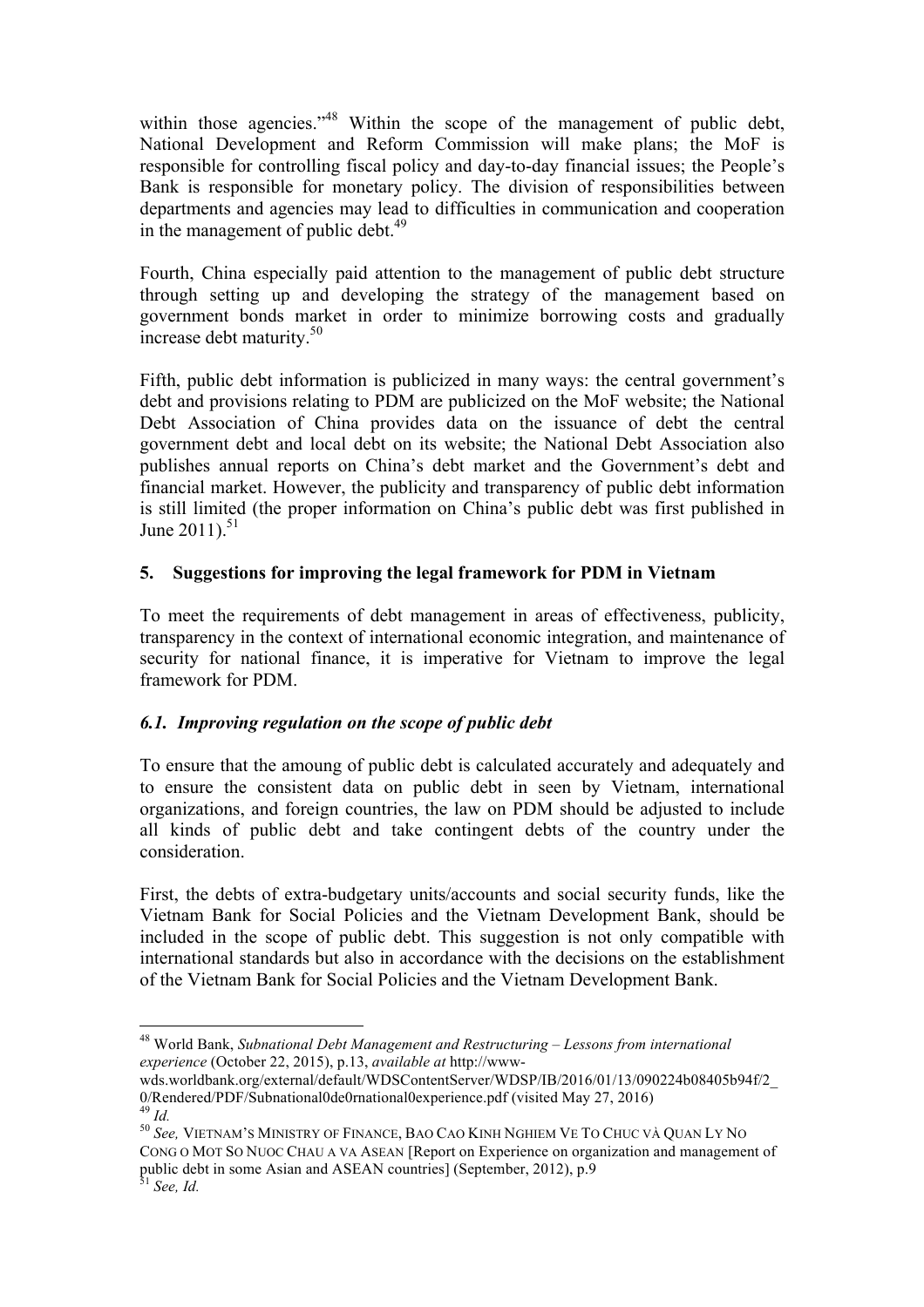within those agencies."[48] Within the scope of the management of public debt, National Development and Reform Commission will make plans; the MoF is responsible for controlling fiscal policy and day-to-day financial issues; the People's Bank is responsible for monetary policy. The division of responsibilities between departments and agencies may lead to difficulties in communication and cooperation in the management of public debt.[49]

Fourth, China especially paid attention to the management of public debt structure through setting up and developing the strategy of the management based on government bonds market in order to minimize borrowing costs and gradually increase debt maturity.[50]

Fifth, public debt information is publicized in many ways: the central government's debt and provisions relating to PDM are publicized on the MoF website; the National Debt Association of China provides data on the issuance of debt the central government debt and local debt on its website; the National Debt Association also publishes annual reports on China's debt market and the Government's debt and financial market. However, the publicity and transparency of public debt information is still limited (the proper information on China's public debt was first published in June 2011).[51]

## 5. Suggestions for improving the legal framework for PDM in Vietnam

To meet the requirements of debt management in areas of effectiveness, publicity, transparency in the context of international economic integration, and maintenance of security for national finance, it is imperative for Vietnam to improve the legal framework for PDM.

### *6.1. Improving regulation on the scope of public debt*

To ensure that the amoung of public debt is calculated accurately and adequately and to ensure the consistent data on public debt in seen by Vietnam, international organizations, and foreign countries, the law on PDM should be adjusted to include all kinds of public debt and take contingent debts of the country under the consideration.

First, the debts of extra-budgetary units/accounts and social security funds, like the Vietnam Bank for Social Policies and the Vietnam Development Bank, should be included in the scope of public debt. This suggestion is not only compatible with international standards but also in accordance with the decisions on the establishment of the Vietnam Bank for Social Policies and the Vietnam Development Bank.

---

[48] World Bank, *Subnational Debt Management and Restructuring – Lessons from international experience* (October 22, 2015), p.13, *available at* http://www-wds.worldbank.org/external/default/WDSContentServer/WDSP/IB/2016/01/13/090224b08405b94f/2_0/Rendered/PDF/Subnational0de0rnational0experience.pdf (visited May 27, 2016)

[49] *Id.*

[50] *See,* VIETNAM'S MINISTRY OF FINANCE, BAO CAO KINH NGHIEM VE TO CHUC VÀ QUAN LY NO CONG O MOT SO NUOC CHAU A VA ASEAN [Report on Experience on organization and management of public debt in some Asian and ASEAN countries] (September, 2012), p.9

[51] *See, Id.*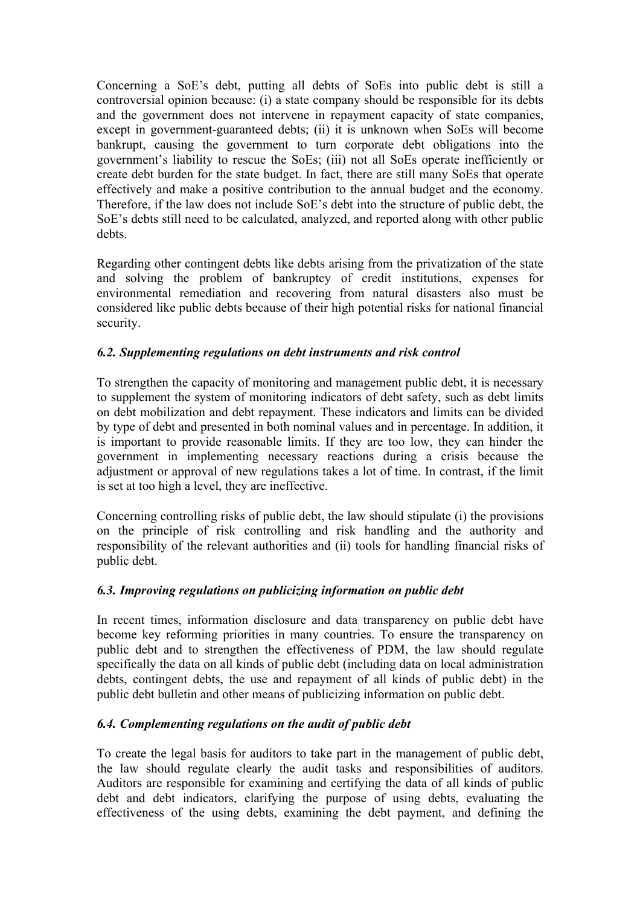Concerning a SoE's debt, putting all debts of SoEs into public debt is still a controversial opinion because: (i) a state company should be responsible for its debts and the government does not intervene in repayment capacity of state companies, except in government-guaranteed debts; (ii) it is unknown when SoEs will become bankrupt, causing the government to turn corporate debt obligations into the government's liability to rescue the SoEs; (iii) not all SoEs operate inefficiently or create debt burden for the state budget. In fact, there are still many SoEs that operate effectively and make a positive contribution to the annual budget and the economy. Therefore, if the law does not include SoE's debt into the structure of public debt, the SoE's debts still need to be calculated, analyzed, and reported along with other public debts.

Regarding other contingent debts like debts arising from the privatization of the state and solving the problem of bankruptcy of credit institutions, expenses for environmental remediation and recovering from natural disasters also must be considered like public debts because of their high potential risks for national financial security.

### *6.2. Supplementing regulations on debt instruments and risk control*

To strengthen the capacity of monitoring and management public debt, it is necessary to supplement the system of monitoring indicators of debt safety, such as debt limits on debt mobilization and debt repayment. These indicators and limits can be divided by type of debt and presented in both nominal values and in percentage. In addition, it is important to provide reasonable limits. If they are too low, they can hinder the government in implementing necessary reactions during a crisis because the adjustment or approval of new regulations takes a lot of time. In contrast, if the limit is set at too high a level, they are ineffective.

Concerning controlling risks of public debt, the law should stipulate (i) the provisions on the principle of risk controlling and risk handling and the authority and responsibility of the relevant authorities and (ii) tools for handling financial risks of public debt.

### *6.3. Improving regulations on publicizing information on public debt*

In recent times, information disclosure and data transparency on public debt have become key reforming priorities in many countries. To ensure the transparency on public debt and to strengthen the effectiveness of PDM, the law should regulate specifically the data on all kinds of public debt (including data on local administration debts, contingent debts, the use and repayment of all kinds of public debt) in the public debt bulletin and other means of publicizing information on public debt.

### *6.4. Complementing regulations on the audit of public debt*

To create the legal basis for auditors to take part in the management of public debt, the law should regulate clearly the audit tasks and responsibilities of auditors. Auditors are responsible for examining and certifying the data of all kinds of public debt and debt indicators, clarifying the purpose of using debts, evaluating the effectiveness of the using debts, examining the debt payment, and defining the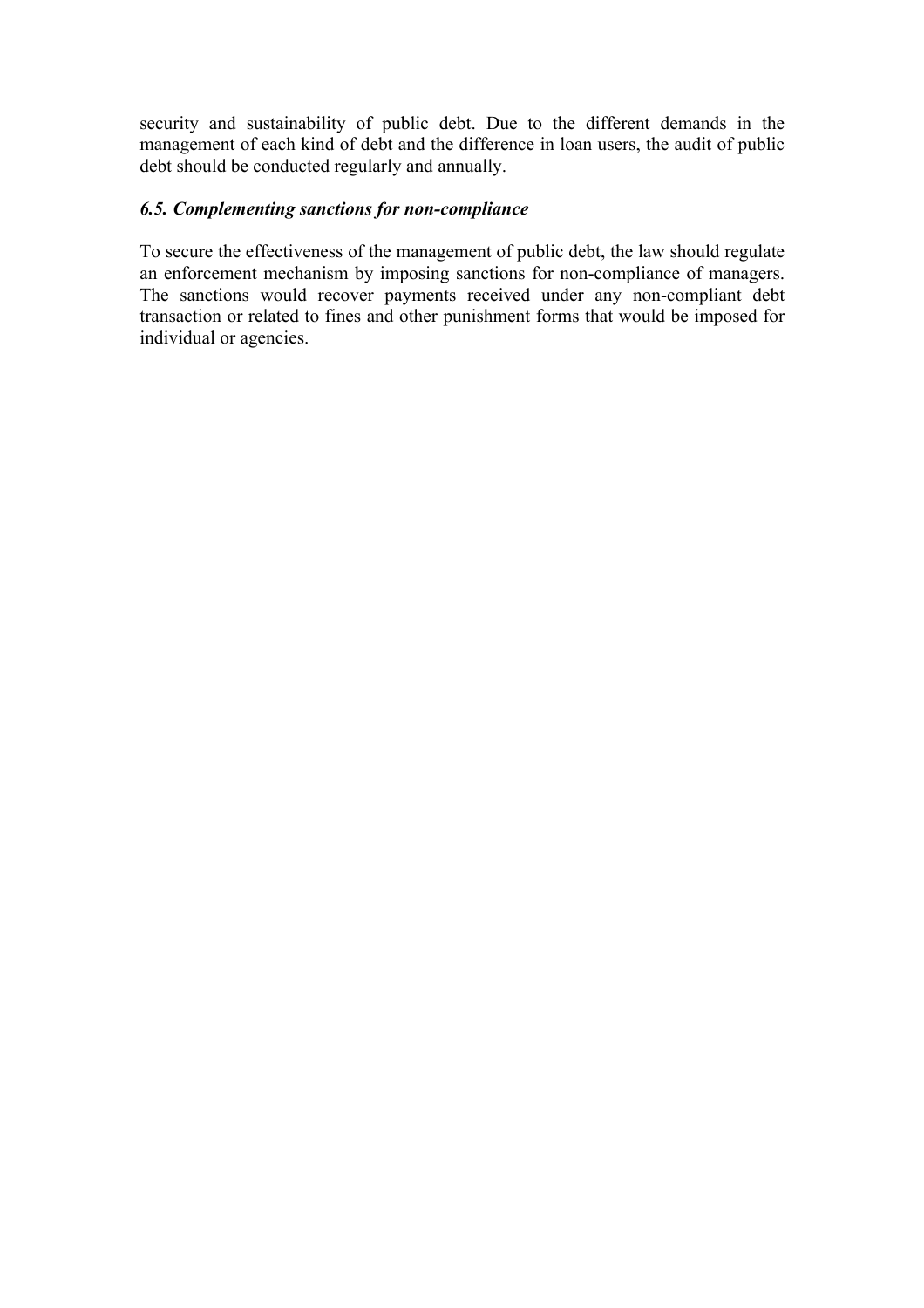security and sustainability of public debt. Due to the different demands in the management of each kind of debt and the difference in loan users, the audit of public debt should be conducted regularly and annually.

### *6.5. Complementing sanctions for non-compliance*

To secure the effectiveness of the management of public debt, the law should regulate an enforcement mechanism by imposing sanctions for non-compliance of managers. The sanctions would recover payments received under any non-compliant debt transaction or related to fines and other punishment forms that would be imposed for individual or agencies.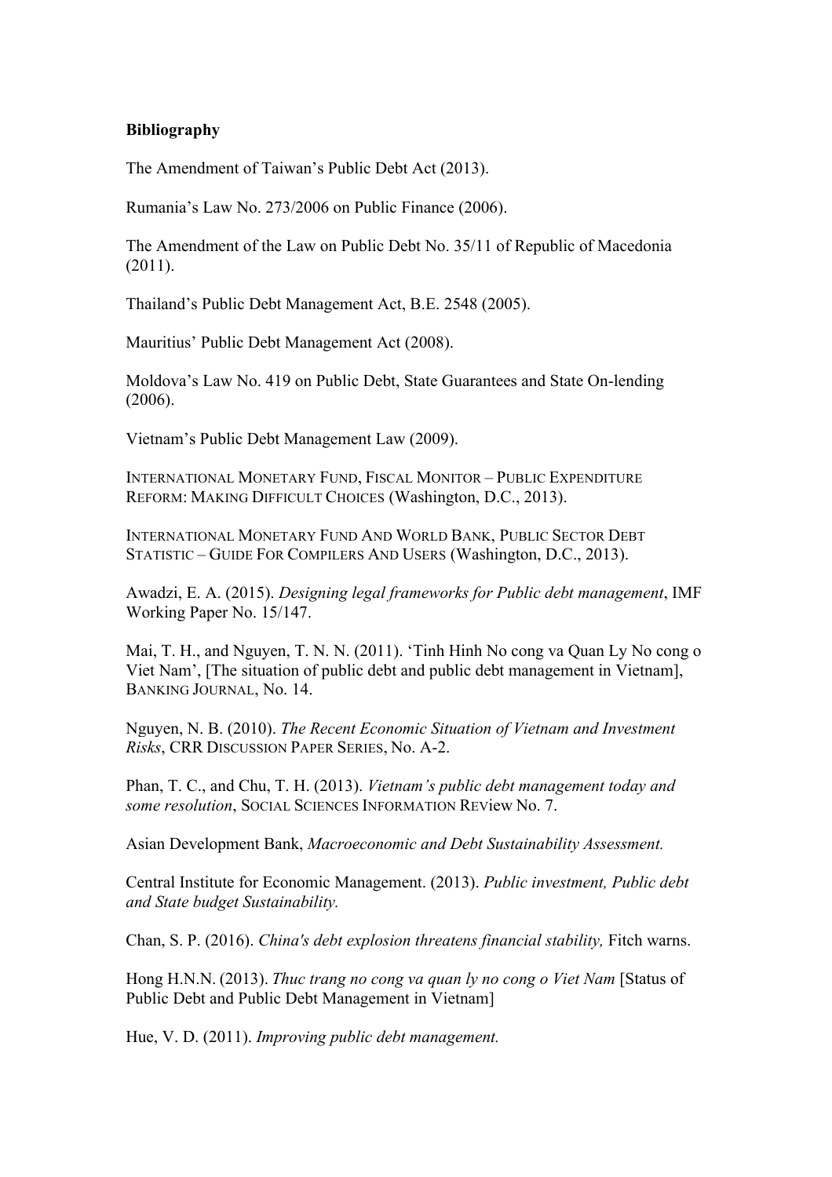**Bibliography**

The Amendment of Taiwan's Public Debt Act (2013).

Rumania's Law No. 273/2006 on Public Finance (2006).

The Amendment of the Law on Public Debt No. 35/11 of Republic of Macedonia (2011).

Thailand's Public Debt Management Act, B.E. 2548 (2005).

Mauritius' Public Debt Management Act (2008).

Moldova's Law No. 419 on Public Debt, State Guarantees and State On-lending (2006).

Vietnam's Public Debt Management Law (2009).

INTERNATIONAL MONETARY FUND, FISCAL MONITOR – PUBLIC EXPENDITURE REFORM: MAKING DIFFICULT CHOICES (Washington, D.C., 2013).

INTERNATIONAL MONETARY FUND AND WORLD BANK, PUBLIC SECTOR DEBT STATISTIC – GUIDE FOR COMPILERS AND USERS (Washington, D.C., 2013).

Awadzi, E. A. (2015). *Designing legal frameworks for Public debt management*, IMF Working Paper No. 15/147.

Mai, T. H., and Nguyen, T. N. N. (2011). 'Tinh Hinh No cong va Quan Ly No cong o Viet Nam', [The situation of public debt and public debt management in Vietnam], BANKING JOURNAL, No. 14.

Nguyen, N. B. (2010). *The Recent Economic Situation of Vietnam and Investment Risks*, CRR DISCUSSION PAPER SERIES, No. A-2.

Phan, T. C., and Chu, T. H. (2013). *Vietnam's public debt management today and some resolution*, SOCIAL SCIENCES INFORMATION REView No. 7.

Asian Development Bank, *Macroeconomic and Debt Sustainability Assessment.*

Central Institute for Economic Management. (2013). *Public investment, Public debt and State budget Sustainability.*

Chan, S. P. (2016). *China's debt explosion threatens financial stability,* Fitch warns.

Hong H.N.N. (2013). *Thuc trang no cong va quan ly no cong o Viet Nam* [Status of Public Debt and Public Debt Management in Vietnam]

Hue, V. D. (2011). *Improving public debt management.*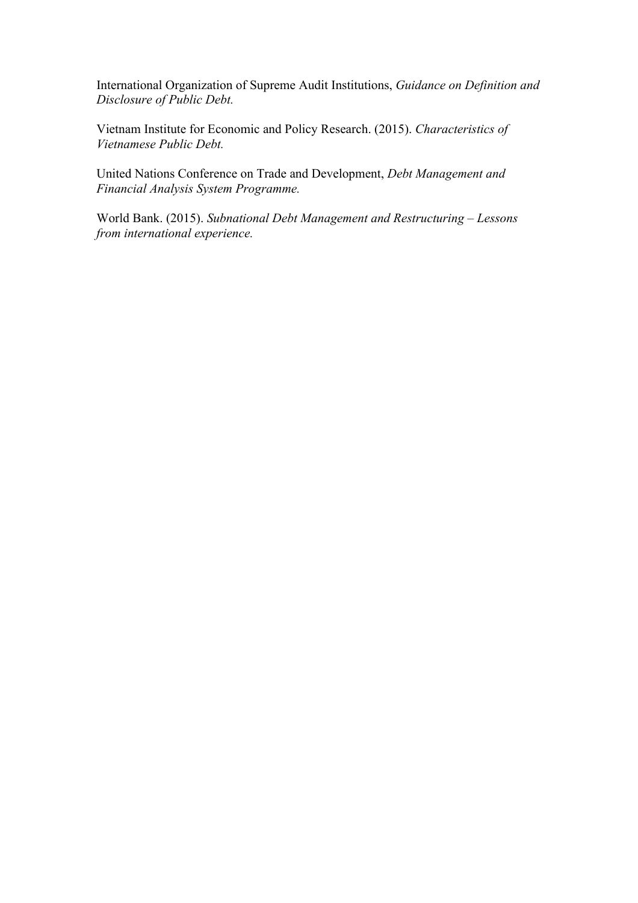International Organization of Supreme Audit Institutions, *Guidance on Definition and Disclosure of Public Debt.*

Vietnam Institute for Economic and Policy Research. (2015). *Characteristics of Vietnamese Public Debt.*

United Nations Conference on Trade and Development, *Debt Management and Financial Analysis System Programme.*

World Bank. (2015). *Subnational Debt Management and Restructuring – Lessons from international experience.*